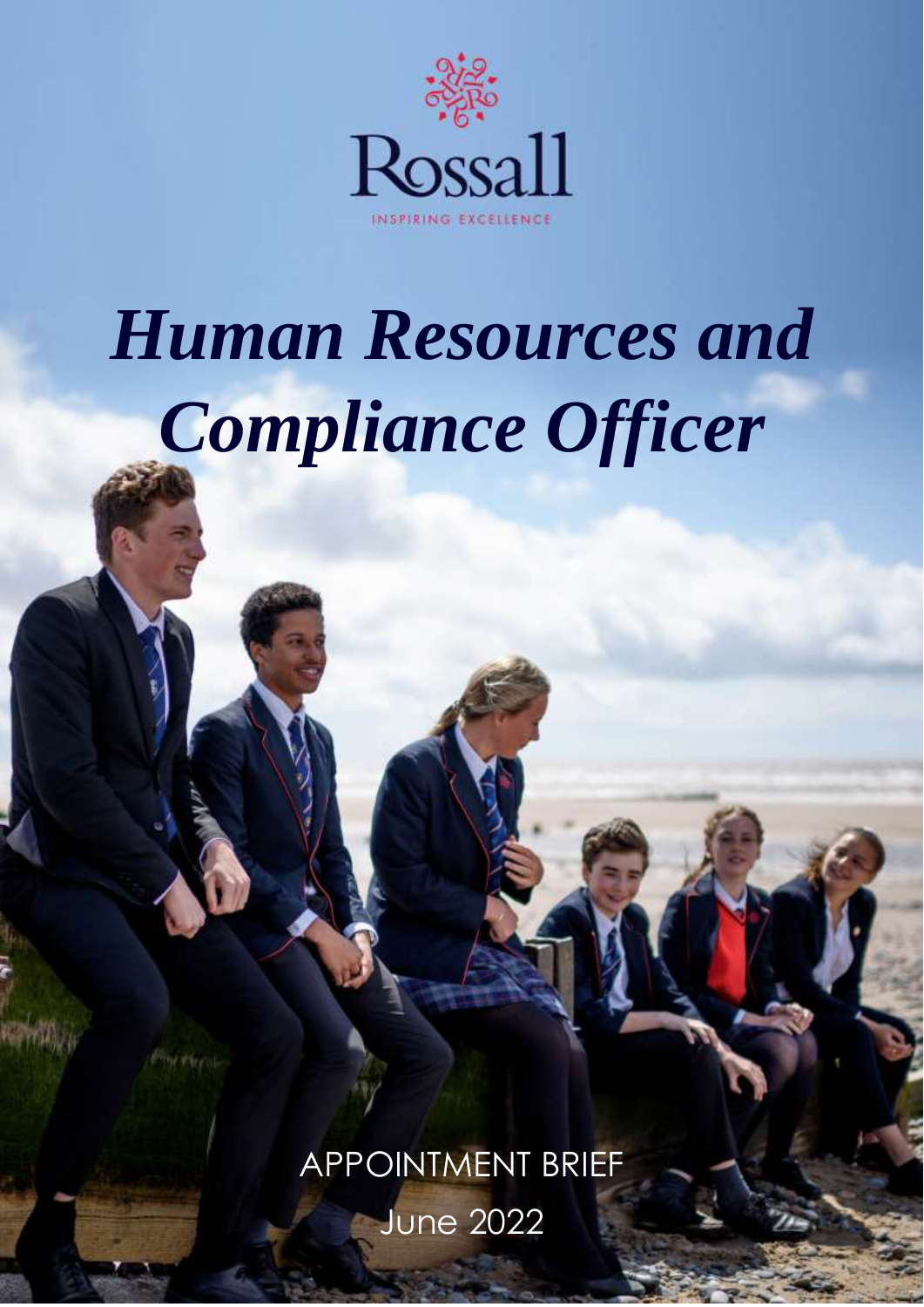Rossall

INSPIRING EXCELLENCE

# *Human Resources and Compliance Officer*

APPOINTMENT BRIEF

June 2022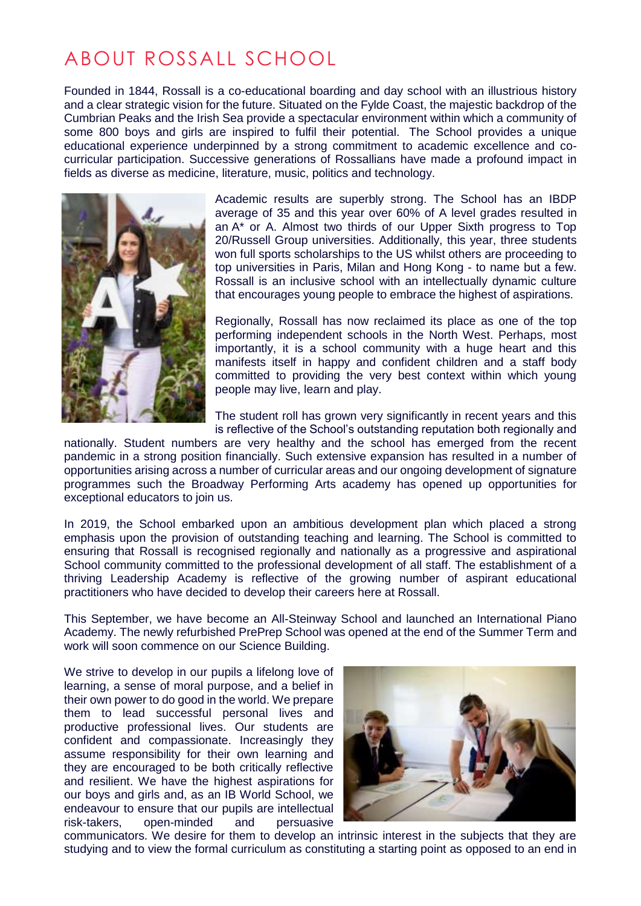# ABOUT ROSSALL SCHOOL

Founded in 1844, Rossall is a co-educational boarding and day school with an illustrious history and a clear strategic vision for the future. Situated on the Fylde Coast, the majestic backdrop of the Cumbrian Peaks and the Irish Sea provide a spectacular environment within which a community of some 800 boys and girls are inspired to fulfil their potential. The School provides a unique educational experience underpinned by a strong commitment to academic excellence and co-curricular participation. Successive generations of Rossallians have made a profound impact in fields as diverse as medicine, literature, music, politics and technology.

Academic results are superbly strong. The School has an IBDP average of 35 and this year over 60% of A level grades resulted in an A* or A. Almost two thirds of our Upper Sixth progress to Top 20/Russell Group universities. Additionally, this year, three students won full sports scholarships to the US whilst others are proceeding to top universities in Paris, Milan and Hong Kong - to name but a few. Rossall is an inclusive school with an intellectually dynamic culture that encourages young people to embrace the highest of aspirations.

Regionally, Rossall has now reclaimed its place as one of the top performing independent schools in the North West. Perhaps, most importantly, it is a school community with a huge heart and this manifests itself in happy and confident children and a staff body committed to providing the very best context within which young people may live, learn and play.

The student roll has grown very significantly in recent years and this is reflective of the School's outstanding reputation both regionally and nationally. Student numbers are very healthy and the school has emerged from the recent pandemic in a strong position financially. Such extensive expansion has resulted in a number of opportunities arising across a number of curricular areas and our ongoing development of signature programmes such the Broadway Performing Arts academy has opened up opportunities for exceptional educators to join us.

In 2019, the School embarked upon an ambitious development plan which placed a strong emphasis upon the provision of outstanding teaching and learning. The School is committed to ensuring that Rossall is recognised regionally and nationally as a progressive and aspirational School community committed to the professional development of all staff. The establishment of a thriving Leadership Academy is reflective of the growing number of aspirant educational practitioners who have decided to develop their careers here at Rossall.

This September, we have become an All-Steinway School and launched an International Piano Academy. The newly refurbished PrePrep School was opened at the end of the Summer Term and work will soon commence on our Science Building.

We strive to develop in our pupils a lifelong love of learning, a sense of moral purpose, and a belief in their own power to do good in the world. We prepare them to lead successful personal lives and productive professional lives. Our students are confident and compassionate. Increasingly they assume responsibility for their own learning and they are encouraged to be both critically reflective and resilient. We have the highest aspirations for our boys and girls and, as an IB World School, we endeavour to ensure that our pupils are intellectual risk-takers, open-minded and persuasive communicators. We desire for them to develop an intrinsic interest in the subjects that they are studying and to view the formal curriculum as constituting a starting point as opposed to an end in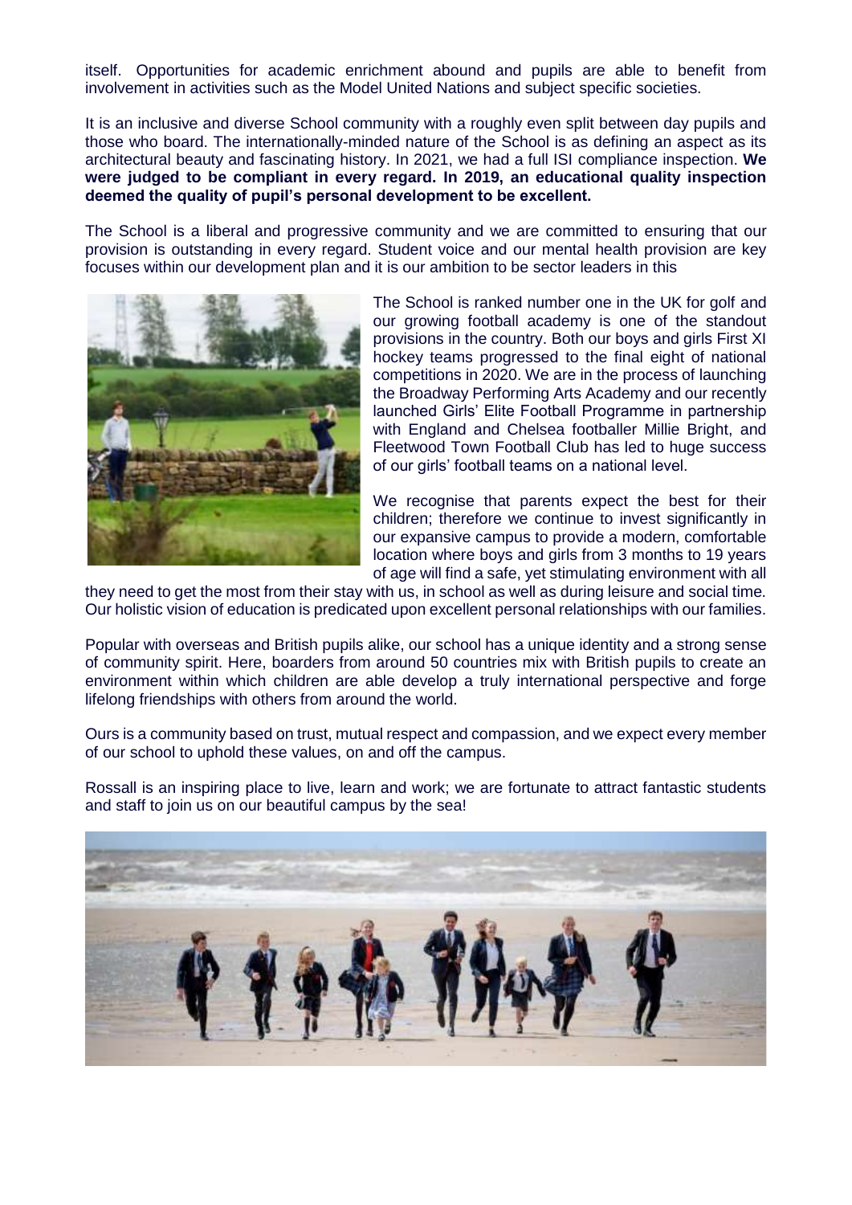itself. Opportunities for academic enrichment abound and pupils are able to benefit from involvement in activities such as the Model United Nations and subject specific societies.

It is an inclusive and diverse School community with a roughly even split between day pupils and those who board. The internationally-minded nature of the School is as defining an aspect as its architectural beauty and fascinating history. In 2021, we had a full ISI compliance inspection. **We were judged to be compliant in every regard. In 2019, an educational quality inspection deemed the quality of pupil's personal development to be excellent.**

The School is a liberal and progressive community and we are committed to ensuring that our provision is outstanding in every regard. Student voice and our mental health provision are key focuses within our development plan and it is our ambition to be sector leaders in this

The School is ranked number one in the UK for golf and our growing football academy is one of the standout provisions in the country. Both our boys and girls First XI hockey teams progressed to the final eight of national competitions in 2020. We are in the process of launching the Broadway Performing Arts Academy and our recently launched Girls' Elite Football Programme in partnership with England and Chelsea footballer Millie Bright, and Fleetwood Town Football Club has led to huge success of our girls' football teams on a national level.

We recognise that parents expect the best for their children; therefore we continue to invest significantly in our expansive campus to provide a modern, comfortable location where boys and girls from 3 months to 19 years of age will find a safe, yet stimulating environment with all they need to get the most from their stay with us, in school as well as during leisure and social time. Our holistic vision of education is predicated upon excellent personal relationships with our families.

Popular with overseas and British pupils alike, our school has a unique identity and a strong sense of community spirit. Here, boarders from around 50 countries mix with British pupils to create an environment within which children are able develop a truly international perspective and forge lifelong friendships with others from around the world.

Ours is a community based on trust, mutual respect and compassion, and we expect every member of our school to uphold these values, on and off the campus.

Rossall is an inspiring place to live, learn and work; we are fortunate to attract fantastic students and staff to join us on our beautiful campus by the sea!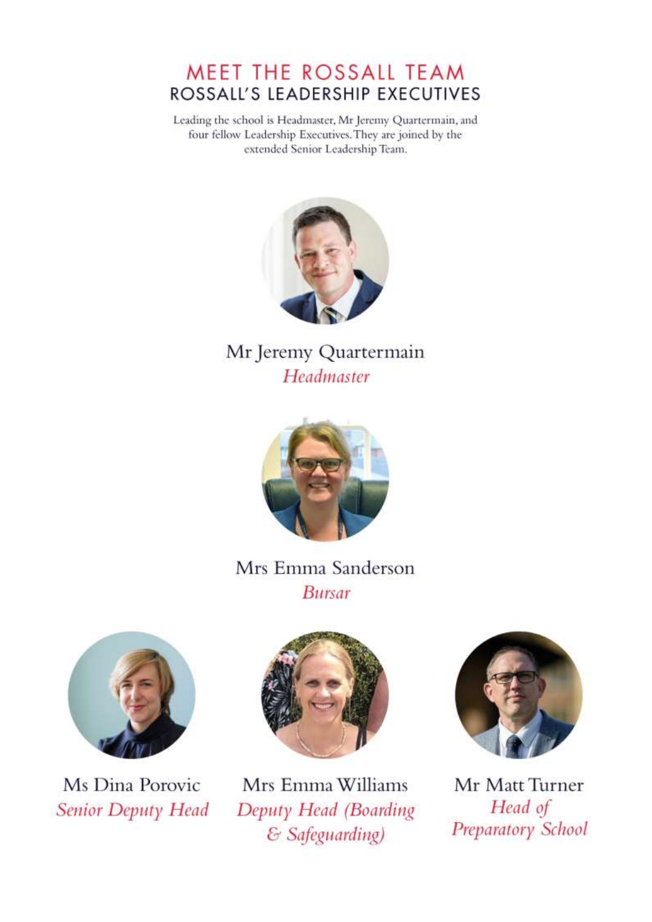# MEET THE ROSSALL TEAM

## ROSSALL'S LEADERSHIP EXECUTIVES

Leading the school is Headmaster, Mr Jeremy Quartermain, and four fellow Leadership Executives. They are joined by the extended Senior Leadership Team.

Mr Jeremy Quartermain
*Headmaster*

Mrs Emma Sanderson
*Bursar*

Ms Dina Porovic
*Senior Deputy Head*

Mrs Emma Williams
*Deputy Head (Boarding & Safeguarding)*

Mr Matt Turner
*Head of Preparatory School*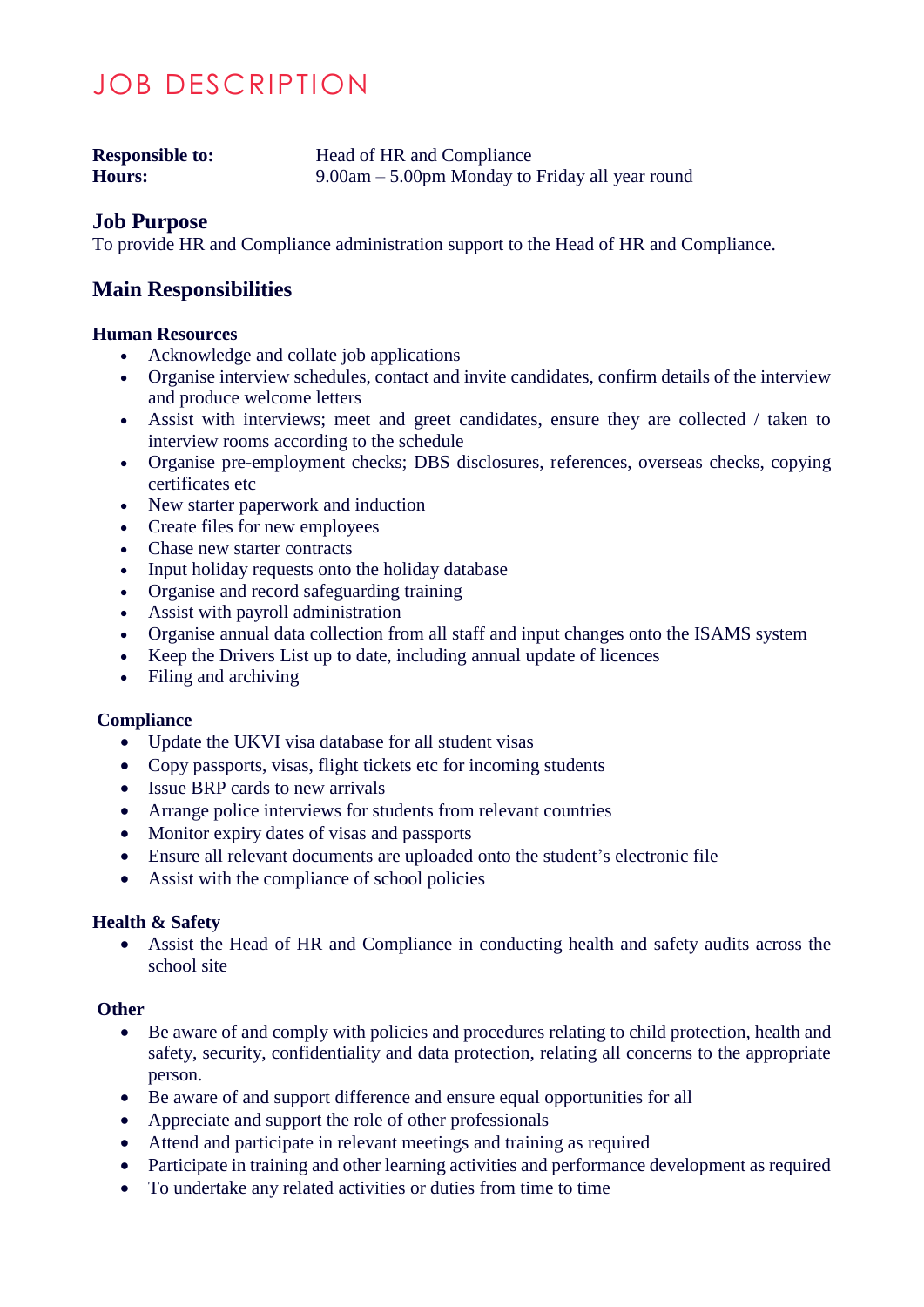# JOB DESCRIPTION

**Responsible to:** Head of HR and Compliance
**Hours:** 9.00am – 5.00pm Monday to Friday all year round

## Job Purpose

To provide HR and Compliance administration support to the Head of HR and Compliance.

## Main Responsibilities

**Human Resources**

- Acknowledge and collate job applications
- Organise interview schedules, contact and invite candidates, confirm details of the interview and produce welcome letters
- Assist with interviews; meet and greet candidates, ensure they are collected / taken to interview rooms according to the schedule
- Organise pre-employment checks; DBS disclosures, references, overseas checks, copying certificates etc
- New starter paperwork and induction
- Create files for new employees
- Chase new starter contracts
- Input holiday requests onto the holiday database
- Organise and record safeguarding training
- Assist with payroll administration
- Organise annual data collection from all staff and input changes onto the ISAMS system
- Keep the Drivers List up to date, including annual update of licences
- Filing and archiving

**Compliance**

- Update the UKVI visa database for all student visas
- Copy passports, visas, flight tickets etc for incoming students
- Issue BRP cards to new arrivals
- Arrange police interviews for students from relevant countries
- Monitor expiry dates of visas and passports
- Ensure all relevant documents are uploaded onto the student's electronic file
- Assist with the compliance of school policies

**Health & Safety**

- Assist the Head of HR and Compliance in conducting health and safety audits across the school site

**Other**

- Be aware of and comply with policies and procedures relating to child protection, health and safety, security, confidentiality and data protection, relating all concerns to the appropriate person.
- Be aware of and support difference and ensure equal opportunities for all
- Appreciate and support the role of other professionals
- Attend and participate in relevant meetings and training as required
- Participate in training and other learning activities and performance development as required
- To undertake any related activities or duties from time to time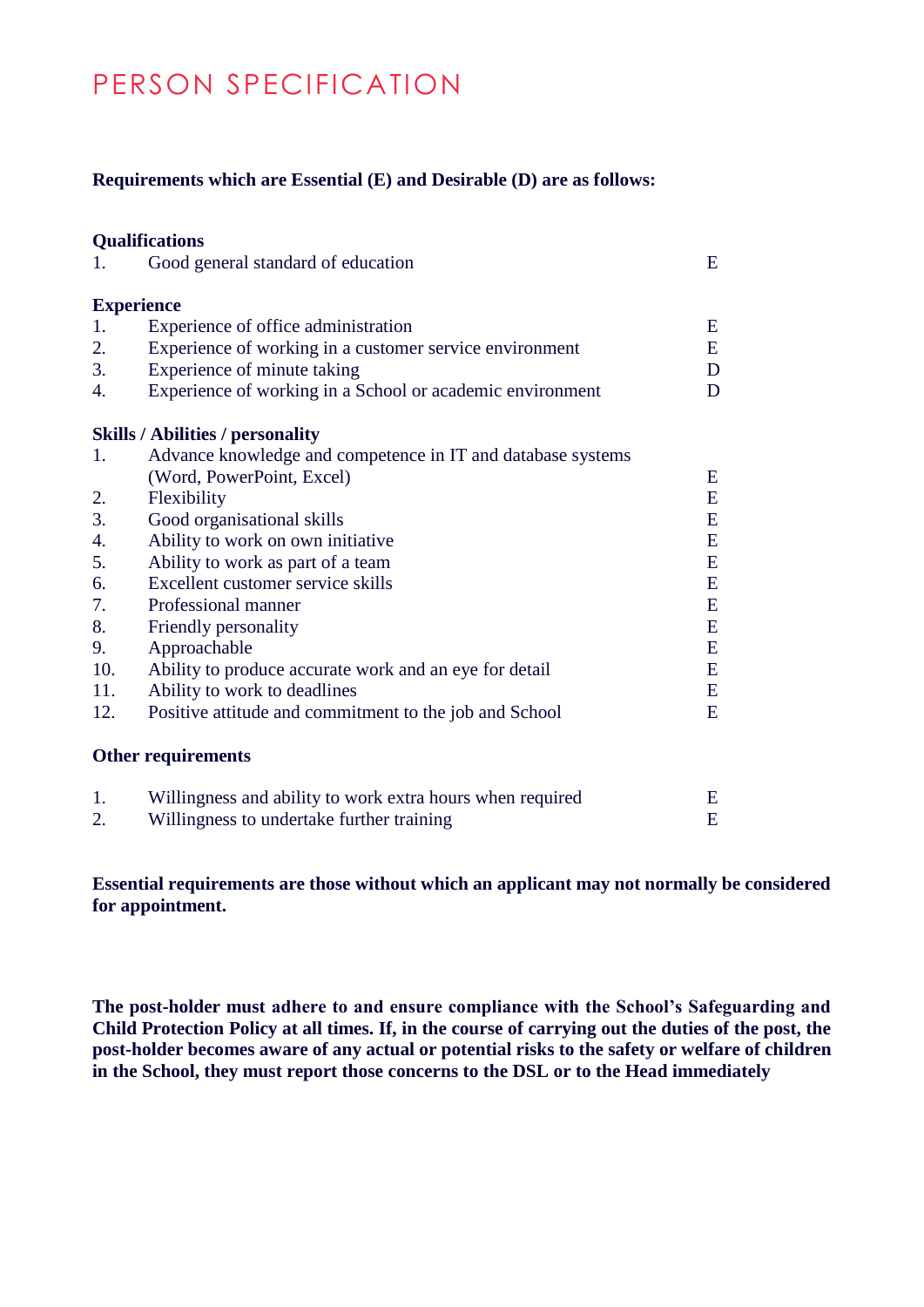# PERSON SPECIFICATION

**Requirements which are Essential (E) and Desirable (D) are as follows:**

**Qualifications**

| | | |
|---|---|---|
| 1. | Good general standard of education | E |

**Experience**

| | | |
|---|---|---|
| 1. | Experience of office administration | E |
| 2. | Experience of working in a customer service environment | E |
| 3. | Experience of minute taking | D |
| 4. | Experience of working in a School or academic environment | D |

**Skills / Abilities / personality**

| | | |
|---|---|---|
| 1. | Advance knowledge and competence in IT and database systems (Word, PowerPoint, Excel) | E |
| 2. | Flexibility | E |
| 3. | Good organisational skills | E |
| 4. | Ability to work on own initiative | E |
| 5. | Ability to work as part of a team | E |
| 6. | Excellent customer service skills | E |
| 7. | Professional manner | E |
| 8. | Friendly personality | E |
| 9. | Approachable | E |
| 10. | Ability to produce accurate work and an eye for detail | E |
| 11. | Ability to work to deadlines | E |
| 12. | Positive attitude and commitment to the job and School | E |

**Other requirements**

| | | |
|---|---|---|
| 1. | Willingness and ability to work extra hours when required | E |
| 2. | Willingness to undertake further training | E |

**Essential requirements are those without which an applicant may not normally be considered for appointment.**

**The post-holder must adhere to and ensure compliance with the School's Safeguarding and Child Protection Policy at all times. If, in the course of carrying out the duties of the post, the post-holder becomes aware of any actual or potential risks to the safety or welfare of children in the School, they must report those concerns to the DSL or to the Head immediately**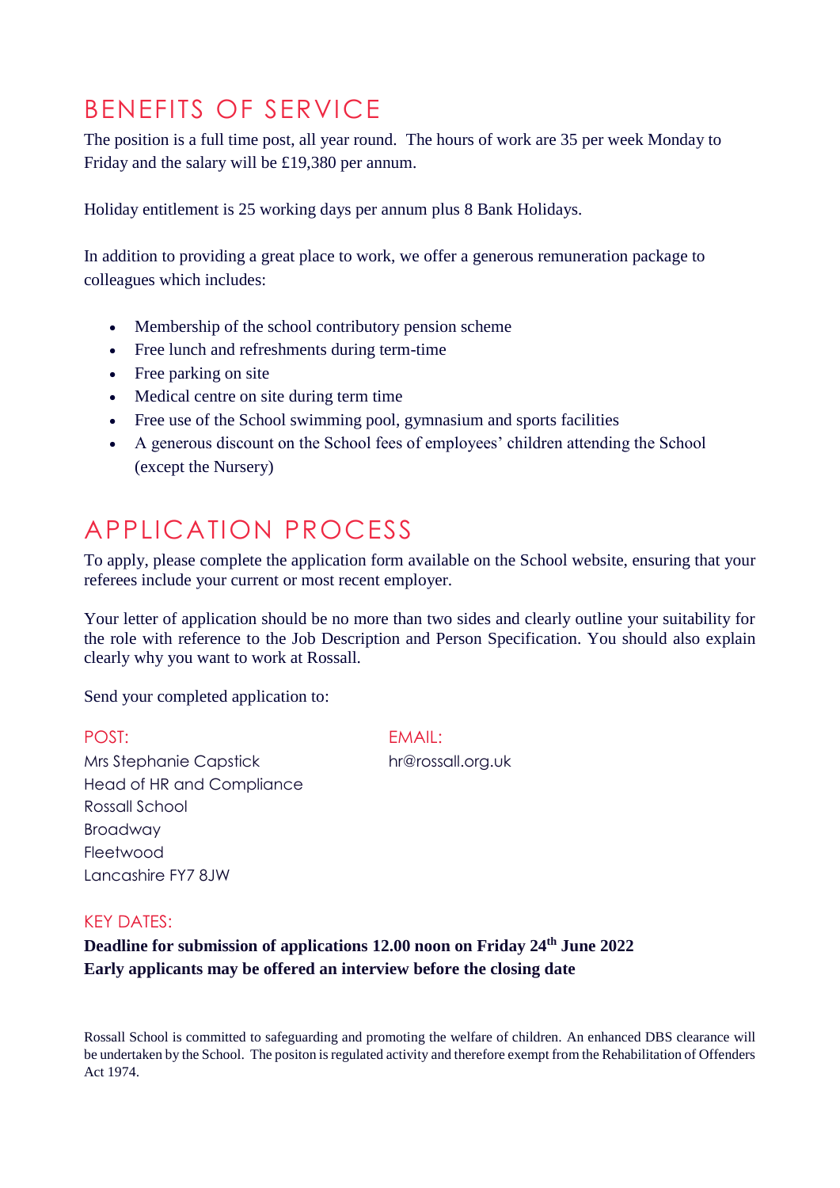## BENEFITS OF SERVICE

The position is a full time post, all year round. The hours of work are 35 per week Monday to Friday and the salary will be £19,380 per annum.

Holiday entitlement is 25 working days per annum plus 8 Bank Holidays.

In addition to providing a great place to work, we offer a generous remuneration package to colleagues which includes:

- Membership of the school contributory pension scheme
- Free lunch and refreshments during term-time
- Free parking on site
- Medical centre on site during term time
- Free use of the School swimming pool, gymnasium and sports facilities
- A generous discount on the School fees of employees' children attending the School (except the Nursery)

## APPLICATION PROCESS

To apply, please complete the application form available on the School website, ensuring that your referees include your current or most recent employer.

Your letter of application should be no more than two sides and clearly outline your suitability for the role with reference to the Job Description and Person Specification. You should also explain clearly why you want to work at Rossall.

Send your completed application to:

POST:

Mrs Stephanie Capstick
Head of HR and Compliance
Rossall School
Broadway
Fleetwood
Lancashire FY7 8JW

EMAIL:

hr@rossall.org.uk

KEY DATES:

**Deadline for submission of applications 12.00 noon on Friday 24th June 2022**
**Early applicants may be offered an interview before the closing date**

Rossall School is committed to safeguarding and promoting the welfare of children. An enhanced DBS clearance will be undertaken by the School. The positon is regulated activity and therefore exempt from the Rehabilitation of Offenders Act 1974.